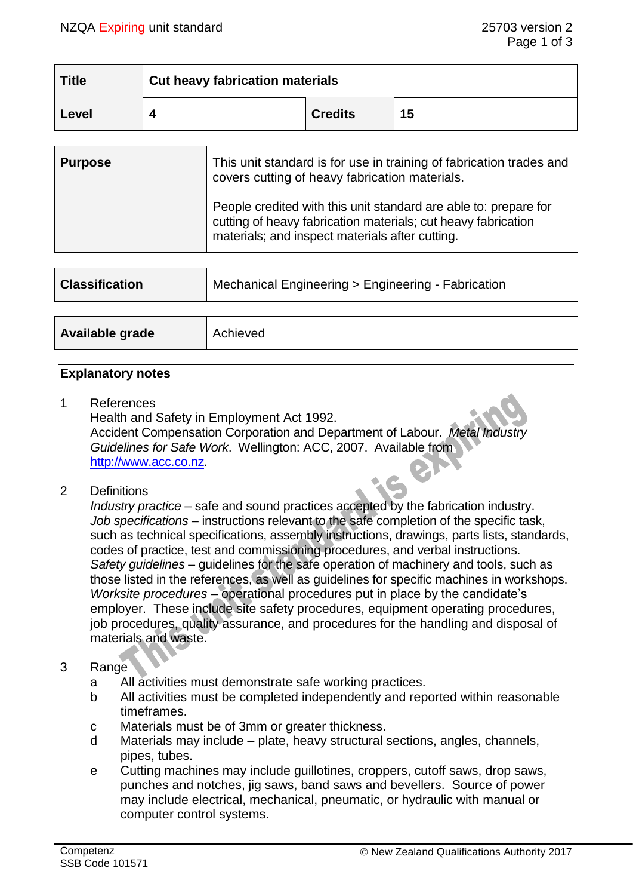| Title | Cut heavy fabrication materials | | |
|---|---|---|---|
| Level | 4 | Credits | 15 |

| Purpose | This unit standard is for use in training of fabrication trades and covers cutting of heavy fabrication materials.<br><br>People credited with this unit standard are able to: prepare for cutting of heavy fabrication materials; cut heavy fabrication materials; and inspect materials after cutting. |
|---|---|

| Classification | Mechanical Engineering > Engineering - Fabrication |
|---|---|

| Available grade | Achieved |
|---|---|

## Explanatory notes

1 References
Health and Safety in Employment Act 1992.
Accident Compensation Corporation and Department of Labour. *Metal Industry Guidelines for Safe Work*. Wellington: ACC, 2007. Available from http://www.acc.co.nz.

2 Definitions
*Industry practice* – safe and sound practices accepted by the fabrication industry.
*Job specifications* – instructions relevant to the safe completion of the specific task, such as technical specifications, assembly instructions, drawings, parts lists, standards, codes of practice, test and commissioning procedures, and verbal instructions.
*Safety guidelines* – guidelines for the safe operation of machinery and tools, such as those listed in the references, as well as guidelines for specific machines in workshops.
*Worksite procedures* – operational procedures put in place by the candidate's employer. These include site safety procedures, equipment operating procedures, job procedures, quality assurance, and procedures for the handling and disposal of materials and waste.

3 Range
a All activities must demonstrate safe working practices.
b All activities must be completed independently and reported within reasonable timeframes.
c Materials must be of 3mm or greater thickness.
d Materials may include – plate, heavy structural sections, angles, channels, pipes, tubes.
e Cutting machines may include guillotines, croppers, cutoff saws, drop saws, punches and notches, jig saws, band saws and bevellers. Source of power may include electrical, mechanical, pneumatic, or hydraulic with manual or computer control systems.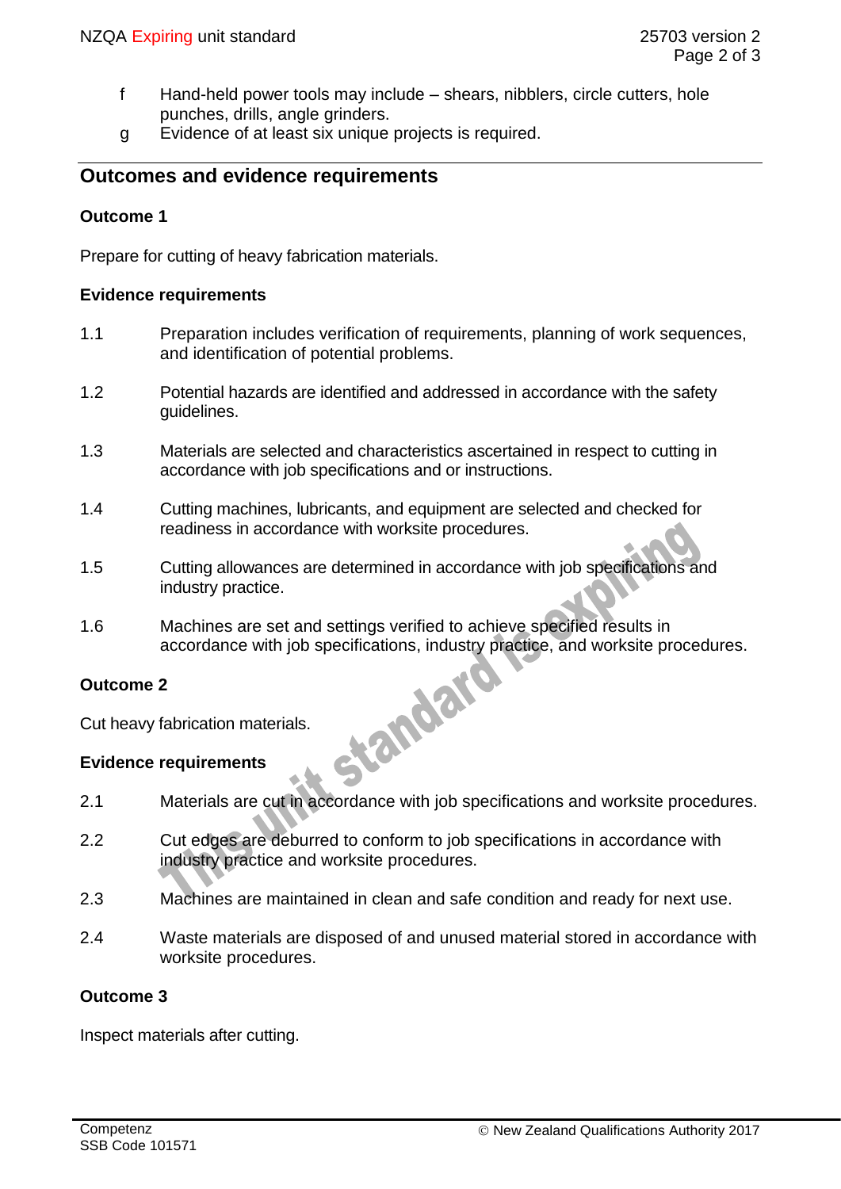f Hand-held power tools may include – shears, nibblers, circle cutters, hole punches, drills, angle grinders.

g Evidence of at least six unique projects is required.

## Outcomes and evidence requirements

### Outcome 1

Prepare for cutting of heavy fabrication materials.

### Evidence requirements

1.1 Preparation includes verification of requirements, planning of work sequences, and identification of potential problems.

1.2 Potential hazards are identified and addressed in accordance with the safety guidelines.

1.3 Materials are selected and characteristics ascertained in respect to cutting in accordance with job specifications and or instructions.

1.4 Cutting machines, lubricants, and equipment are selected and checked for readiness in accordance with worksite procedures.

1.5 Cutting allowances are determined in accordance with job specifications and industry practice.

1.6 Machines are set and settings verified to achieve specified results in accordance with job specifications, industry practice, and worksite procedures.

### Outcome 2

Cut heavy fabrication materials.

### Evidence requirements

2.1 Materials are cut in accordance with job specifications and worksite procedures.

2.2 Cut edges are deburred to conform to job specifications in accordance with industry practice and worksite procedures.

2.3 Machines are maintained in clean and safe condition and ready for next use.

2.4 Waste materials are disposed of and unused material stored in accordance with worksite procedures.

### Outcome 3

Inspect materials after cutting.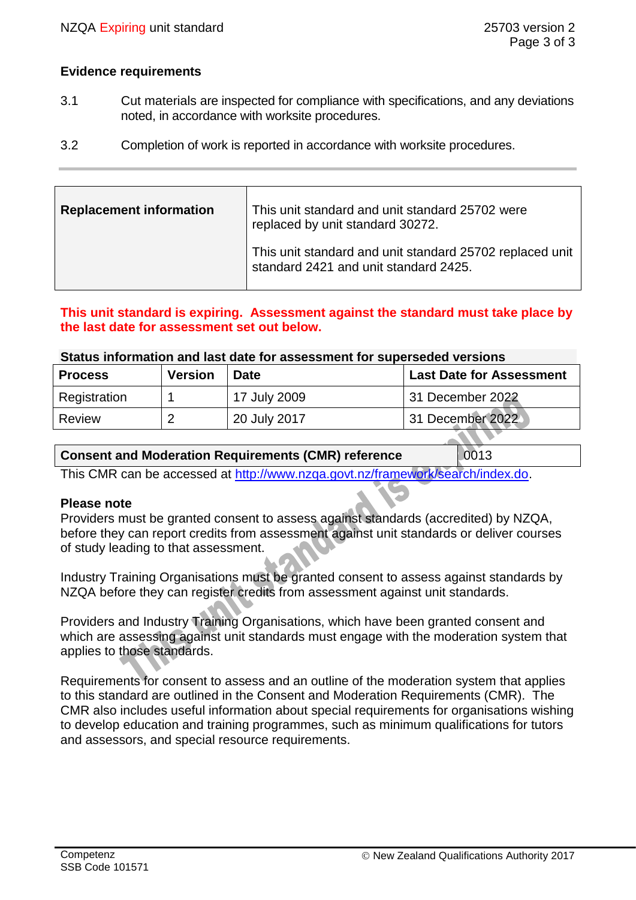**Evidence requirements**

3.1 Cut materials are inspected for compliance with specifications, and any deviations noted, in accordance with worksite procedures.

3.2 Completion of work is reported in accordance with worksite procedures.

| | |
|---|---|
| **Replacement information** | This unit standard and unit standard 25702 were replaced by unit standard 30272.<br><br>This unit standard and unit standard 25702 replaced unit standard 2421 and unit standard 2425. |

**This unit standard is expiring. Assessment against the standard must take place by the last date for assessment set out below.**

**Status information and last date for assessment for superseded versions**

| **Process** | **Version** | **Date** | **Last Date for Assessment** |
|---|---|---|---|
| Registration | 1 | 17 July 2009 | 31 December 2022 |
| Review | 2 | 20 July 2017 | 31 December 2022 |

| | |
|---|---|
| **Consent and Moderation Requirements (CMR) reference** | 0013 |

This CMR can be accessed at http://www.nzqa.govt.nz/framework/search/index.do.

**Please note**

Providers must be granted consent to assess against standards (accredited) by NZQA, before they can report credits from assessment against unit standards or deliver courses of study leading to that assessment.

Industry Training Organisations must be granted consent to assess against standards by NZQA before they can register credits from assessment against unit standards.

Providers and Industry Training Organisations, which have been granted consent and which are assessing against unit standards must engage with the moderation system that applies to those standards.

Requirements for consent to assess and an outline of the moderation system that applies to this standard are outlined in the Consent and Moderation Requirements (CMR). The CMR also includes useful information about special requirements for organisations wishing to develop education and training programmes, such as minimum qualifications for tutors and assessors, and special resource requirements.